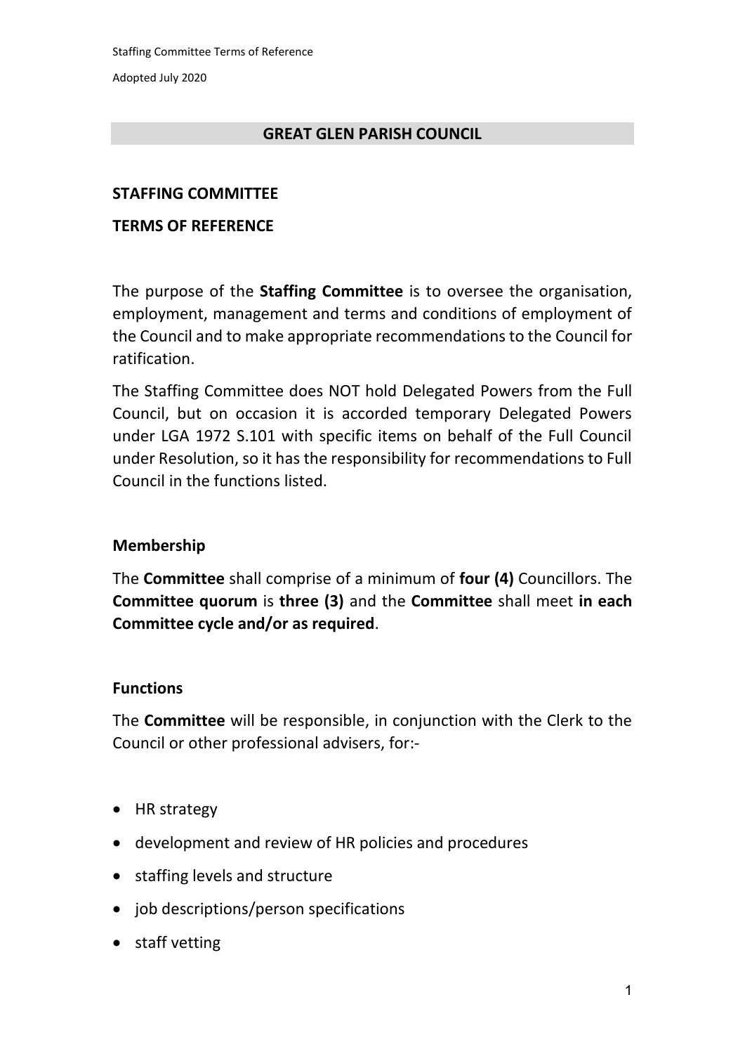# GREAT GLEN PARISH COUNCIL

## STAFFING COMMITTEE

## TERMS OF REFERENCE

The purpose of the **Staffing Committee** is to oversee the organisation, employment, management and terms and conditions of employment of the Council and to make appropriate recommendations to the Council for ratification.

The Staffing Committee does NOT hold Delegated Powers from the Full Council, but on occasion it is accorded temporary Delegated Powers under LGA 1972 S.101 with specific items on behalf of the Full Council under Resolution, so it has the responsibility for recommendations to Full Council in the functions listed.

### Membership

The **Committee** shall comprise of a minimum of **four (4)** Councillors. The **Committee quorum** is **three (3)** and the **Committee** shall meet **in each Committee cycle and/or as required**.

### Functions

The **Committee** will be responsible, in conjunction with the Clerk to the Council or other professional advisers, for:-

- HR strategy
- development and review of HR policies and procedures
- staffing levels and structure
- job descriptions/person specifications
- staff vetting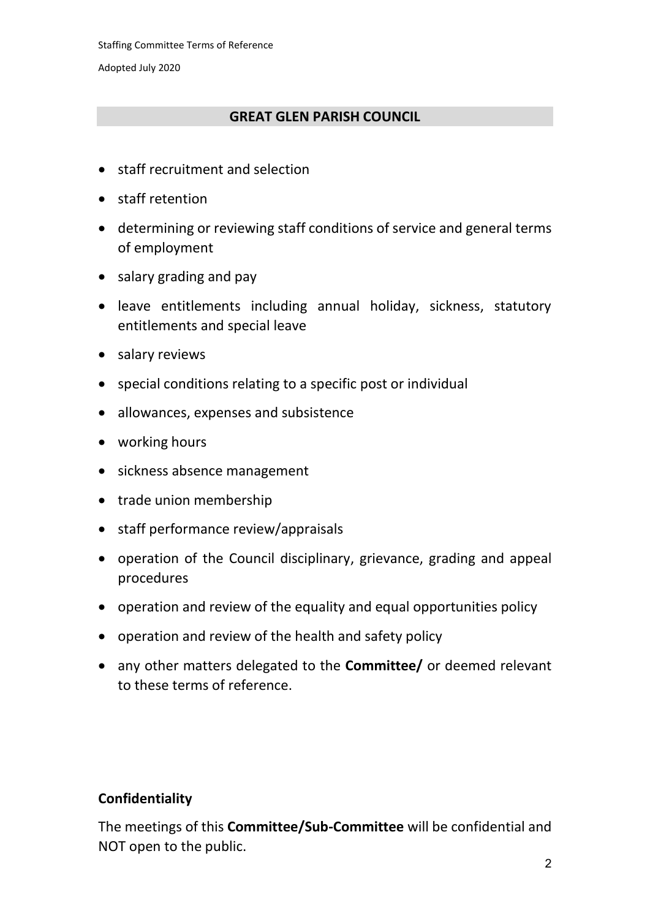## GREAT GLEN PARISH COUNCIL

- staff recruitment and selection
- staff retention
- determining or reviewing staff conditions of service and general terms of employment
- salary grading and pay
- leave entitlements including annual holiday, sickness, statutory entitlements and special leave
- salary reviews
- special conditions relating to a specific post or individual
- allowances, expenses and subsistence
- working hours
- sickness absence management
- trade union membership
- staff performance review/appraisals
- operation of the Council disciplinary, grievance, grading and appeal procedures
- operation and review of the equality and equal opportunities policy
- operation and review of the health and safety policy
- any other matters delegated to the **Committee/** or deemed relevant to these terms of reference.

### Confidentiality

The meetings of this **Committee/Sub-Committee** will be confidential and NOT open to the public.